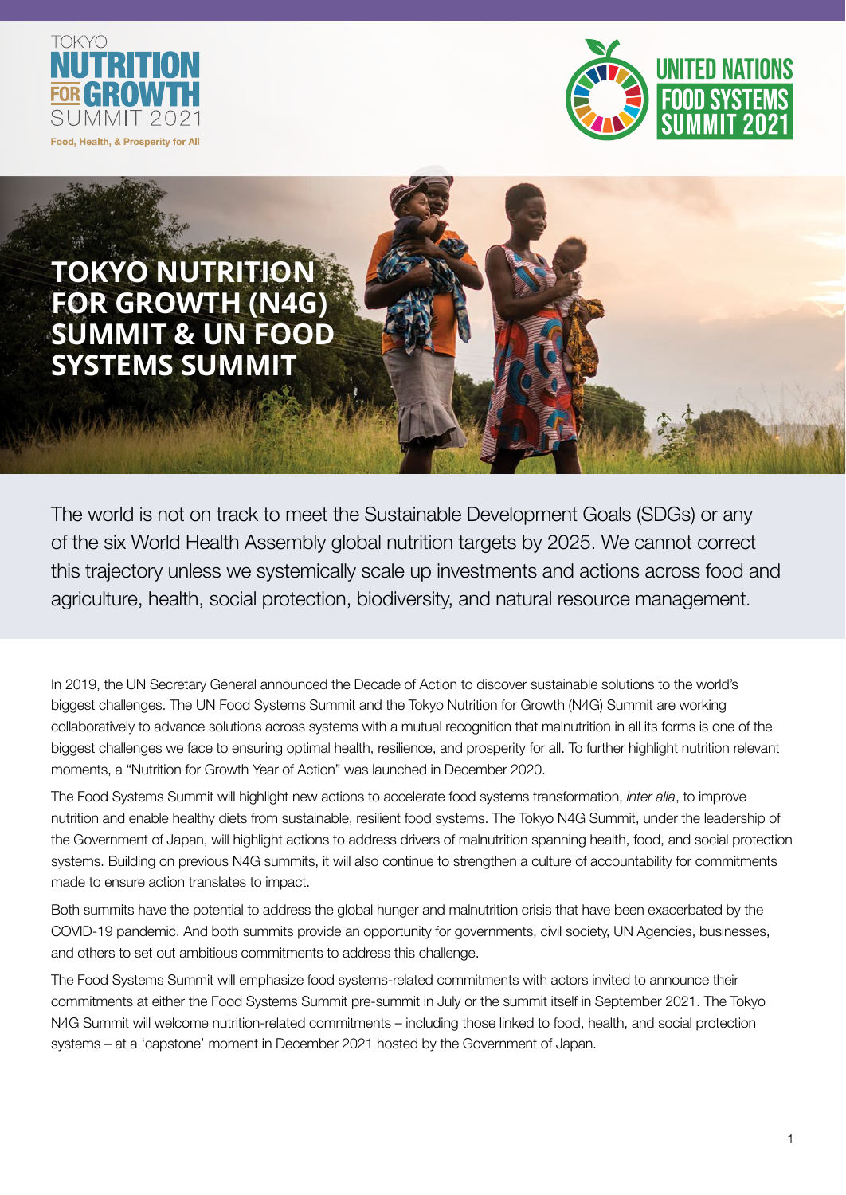TOKYO NUTRITION FOR GROWTH SUMMIT 2021
Food, Health, & Prosperity for All

UNITED NATIONS FOOD SYSTEMS SUMMIT 2021

# TOKYO NUTRITION FOR GROWTH (N4G) SUMMIT & UN FOOD SYSTEMS SUMMIT

The world is not on track to meet the Sustainable Development Goals (SDGs) or any of the six World Health Assembly global nutrition targets by 2025. We cannot correct this trajectory unless we systemically scale up investments and actions across food and agriculture, health, social protection, biodiversity, and natural resource management.

In 2019, the UN Secretary General announced the Decade of Action to discover sustainable solutions to the world's biggest challenges. The UN Food Systems Summit and the Tokyo Nutrition for Growth (N4G) Summit are working collaboratively to advance solutions across systems with a mutual recognition that malnutrition in all its forms is one of the biggest challenges we face to ensuring optimal health, resilience, and prosperity for all. To further highlight nutrition relevant moments, a "Nutrition for Growth Year of Action" was launched in December 2020.

The Food Systems Summit will highlight new actions to accelerate food systems transformation, *inter alia*, to improve nutrition and enable healthy diets from sustainable, resilient food systems. The Tokyo N4G Summit, under the leadership of the Government of Japan, will highlight actions to address drivers of malnutrition spanning health, food, and social protection systems. Building on previous N4G summits, it will also continue to strengthen a culture of accountability for commitments made to ensure action translates to impact.

Both summits have the potential to address the global hunger and malnutrition crisis that have been exacerbated by the COVID-19 pandemic. And both summits provide an opportunity for governments, civil society, UN Agencies, businesses, and others to set out ambitious commitments to address this challenge.

The Food Systems Summit will emphasize food systems-related commitments with actors invited to announce their commitments at either the Food Systems Summit pre-summit in July or the summit itself in September 2021. The Tokyo N4G Summit will welcome nutrition-related commitments – including those linked to food, health, and social protection systems – at a 'capstone' moment in December 2021 hosted by the Government of Japan.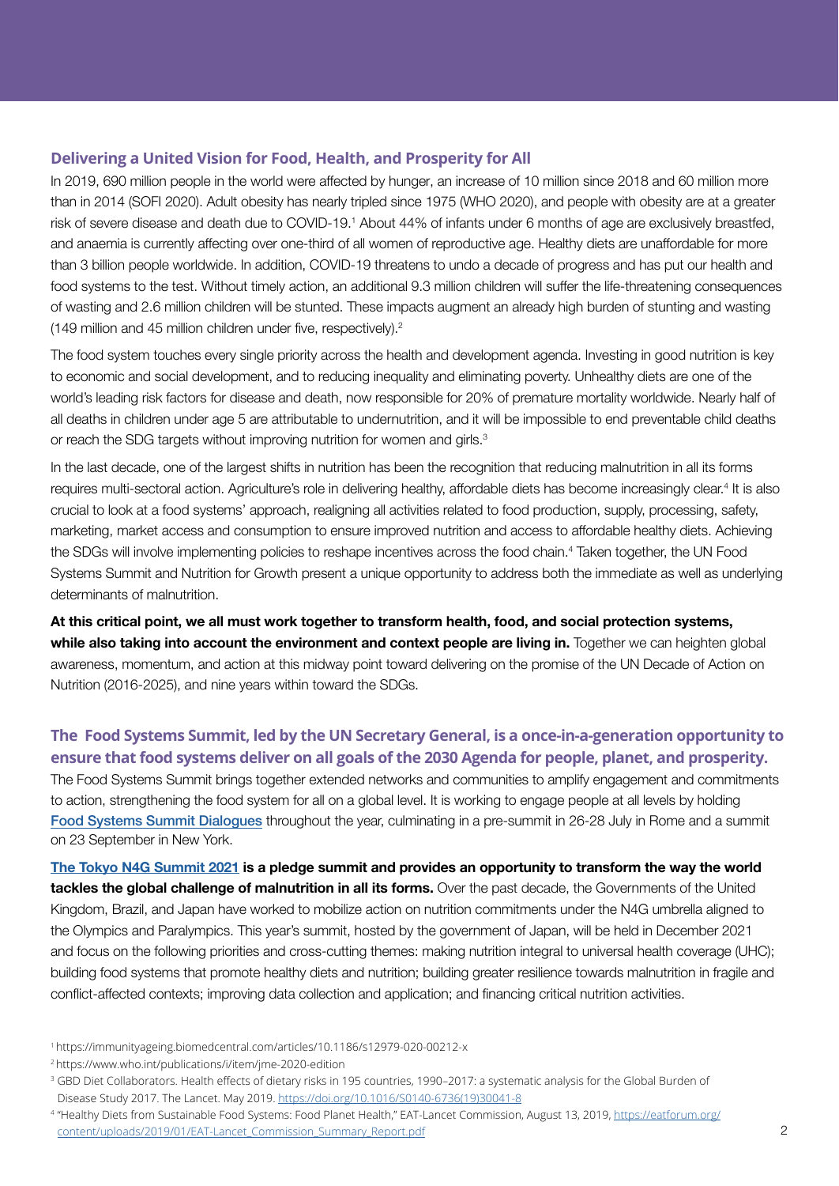## Delivering a United Vision for Food, Health, and Prosperity for All

In 2019, 690 million people in the world were affected by hunger, an increase of 10 million since 2018 and 60 million more than in 2014 (SOFI 2020). Adult obesity has nearly tripled since 1975 (WHO 2020), and people with obesity are at a greater risk of severe disease and death due to COVID-19.[1] About 44% of infants under 6 months of age are exclusively breastfed, and anaemia is currently affecting over one-third of all women of reproductive age. Healthy diets are unaffordable for more than 3 billion people worldwide. In addition, COVID-19 threatens to undo a decade of progress and has put our health and food systems to the test. Without timely action, an additional 9.3 million children will suffer the life-threatening consequences of wasting and 2.6 million children will be stunted. These impacts augment an already high burden of stunting and wasting (149 million and 45 million children under five, respectively).[2]

The food system touches every single priority across the health and development agenda. Investing in good nutrition is key to economic and social development, and to reducing inequality and eliminating poverty. Unhealthy diets are one of the world's leading risk factors for disease and death, now responsible for 20% of premature mortality worldwide. Nearly half of all deaths in children under age 5 are attributable to undernutrition, and it will be impossible to end preventable child deaths or reach the SDG targets without improving nutrition for women and girls.[3]

In the last decade, one of the largest shifts in nutrition has been the recognition that reducing malnutrition in all its forms requires multi-sectoral action. Agriculture's role in delivering healthy, affordable diets has become increasingly clear.[4] It is also crucial to look at a food systems' approach, realigning all activities related to food production, supply, processing, safety, marketing, market access and consumption to ensure improved nutrition and access to affordable healthy diets. Achieving the SDGs will involve implementing policies to reshape incentives across the food chain.[4] Taken together, the UN Food Systems Summit and Nutrition for Growth present a unique opportunity to address both the immediate as well as underlying determinants of malnutrition.

**At this critical point, we all must work together to transform health, food, and social protection systems, while also taking into account the environment and context people are living in.** Together we can heighten global awareness, momentum, and action at this midway point toward delivering on the promise of the UN Decade of Action on Nutrition (2016-2025), and nine years within toward the SDGs.

## The Food Systems Summit, led by the UN Secretary General, is a once-in-a-generation opportunity to ensure that food systems deliver on all goals of the 2030 Agenda for people, planet, and prosperity.

The Food Systems Summit brings together extended networks and communities to amplify engagement and commitments to action, strengthening the food system for all on a global level. It is working to engage people at all levels by holding Food Systems Summit Dialogues throughout the year, culminating in a pre-summit in 26-28 July in Rome and a summit on 23 September in New York.

**The Tokyo N4G Summit 2021 is a pledge summit and provides an opportunity to transform the way the world tackles the global challenge of malnutrition in all its forms.** Over the past decade, the Governments of the United Kingdom, Brazil, and Japan have worked to mobilize action on nutrition commitments under the N4G umbrella aligned to the Olympics and Paralympics. This year's summit, hosted by the government of Japan, will be held in December 2021 and focus on the following priorities and cross-cutting themes: making nutrition integral to universal health coverage (UHC); building food systems that promote healthy diets and nutrition; building greater resilience towards malnutrition in fragile and conflict-affected contexts; improving data collection and application; and financing critical nutrition activities.

---

[1] https://immunityageing.biomedcentral.com/articles/10.1186/s12979-020-00212-x

[2] https://www.who.int/publications/i/item/jme-2020-edition

[3] GBD Diet Collaborators. Health effects of dietary risks in 195 countries, 1990–2017: a systematic analysis for the Global Burden of Disease Study 2017. The Lancet. May 2019. https://doi.org/10.1016/S0140-6736(19)30041-8

[4] "Healthy Diets from Sustainable Food Systems: Food Planet Health," EAT-Lancet Commission, August 13, 2019, https://eatforum.org/content/uploads/2019/01/EAT-Lancet_Commission_Summary_Report.pdf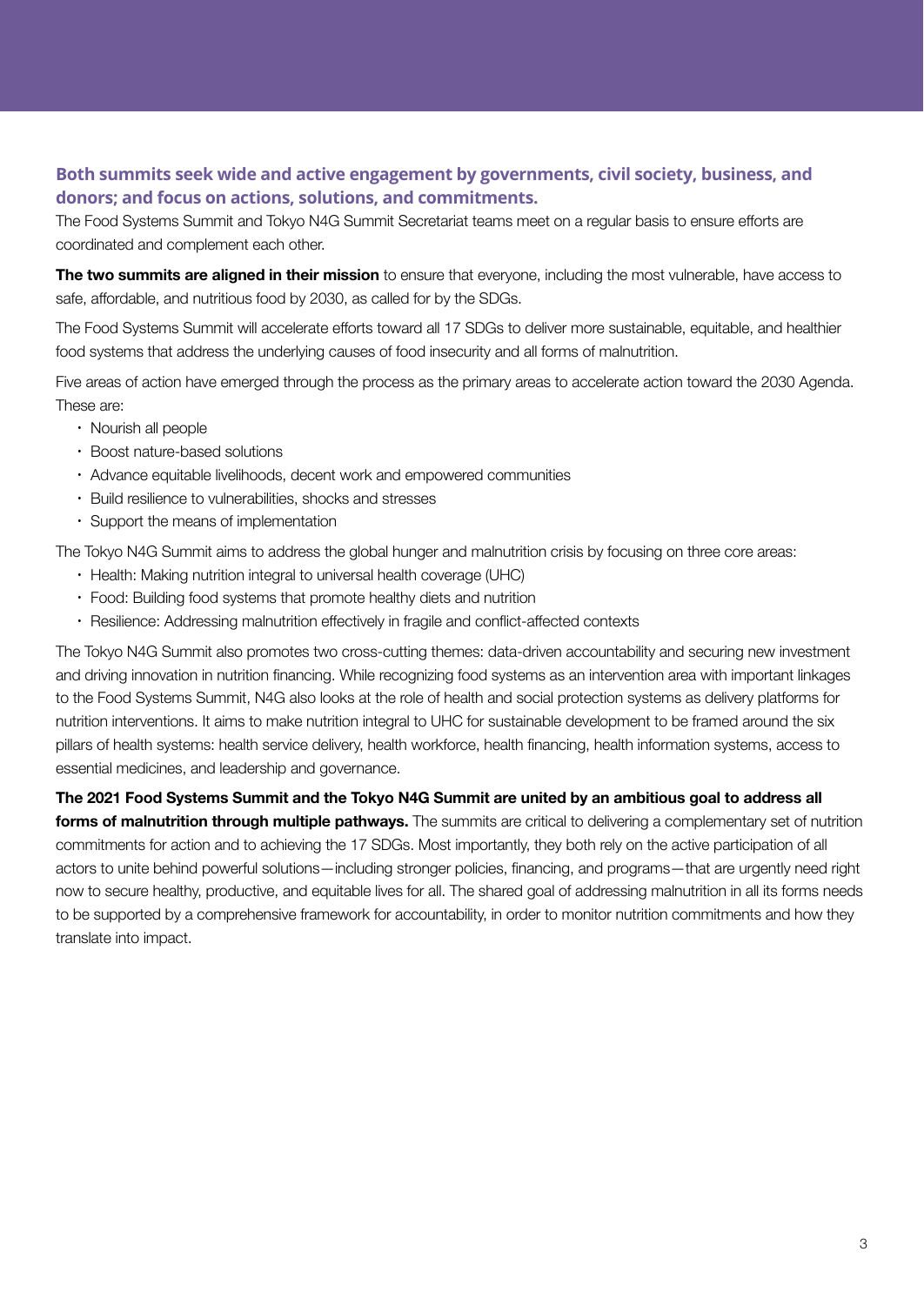## Both summits seek wide and active engagement by governments, civil society, business, and donors; and focus on actions, solutions, and commitments.

The Food Systems Summit and Tokyo N4G Summit Secretariat teams meet on a regular basis to ensure efforts are coordinated and complement each other.

**The two summits are aligned in their mission** to ensure that everyone, including the most vulnerable, have access to safe, affordable, and nutritious food by 2030, as called for by the SDGs.

The Food Systems Summit will accelerate efforts toward all 17 SDGs to deliver more sustainable, equitable, and healthier food systems that address the underlying causes of food insecurity and all forms of malnutrition.

Five areas of action have emerged through the process as the primary areas to accelerate action toward the 2030 Agenda. These are:

- Nourish all people
- Boost nature-based solutions
- Advance equitable livelihoods, decent work and empowered communities
- Build resilience to vulnerabilities, shocks and stresses
- Support the means of implementation

The Tokyo N4G Summit aims to address the global hunger and malnutrition crisis by focusing on three core areas:

- Health: Making nutrition integral to universal health coverage (UHC)
- Food: Building food systems that promote healthy diets and nutrition
- Resilience: Addressing malnutrition effectively in fragile and conflict-affected contexts

The Tokyo N4G Summit also promotes two cross-cutting themes: data-driven accountability and securing new investment and driving innovation in nutrition financing. While recognizing food systems as an intervention area with important linkages to the Food Systems Summit, N4G also looks at the role of health and social protection systems as delivery platforms for nutrition interventions. It aims to make nutrition integral to UHC for sustainable development to be framed around the six pillars of health systems: health service delivery, health workforce, health financing, health information systems, access to essential medicines, and leadership and governance.

**The 2021 Food Systems Summit and the Tokyo N4G Summit are united by an ambitious goal to address all forms of malnutrition through multiple pathways.** The summits are critical to delivering a complementary set of nutrition commitments for action and to achieving the 17 SDGs. Most importantly, they both rely on the active participation of all actors to unite behind powerful solutions—including stronger policies, financing, and programs—that are urgently need right now to secure healthy, productive, and equitable lives for all. The shared goal of addressing malnutrition in all its forms needs to be supported by a comprehensive framework for accountability, in order to monitor nutrition commitments and how they translate into impact.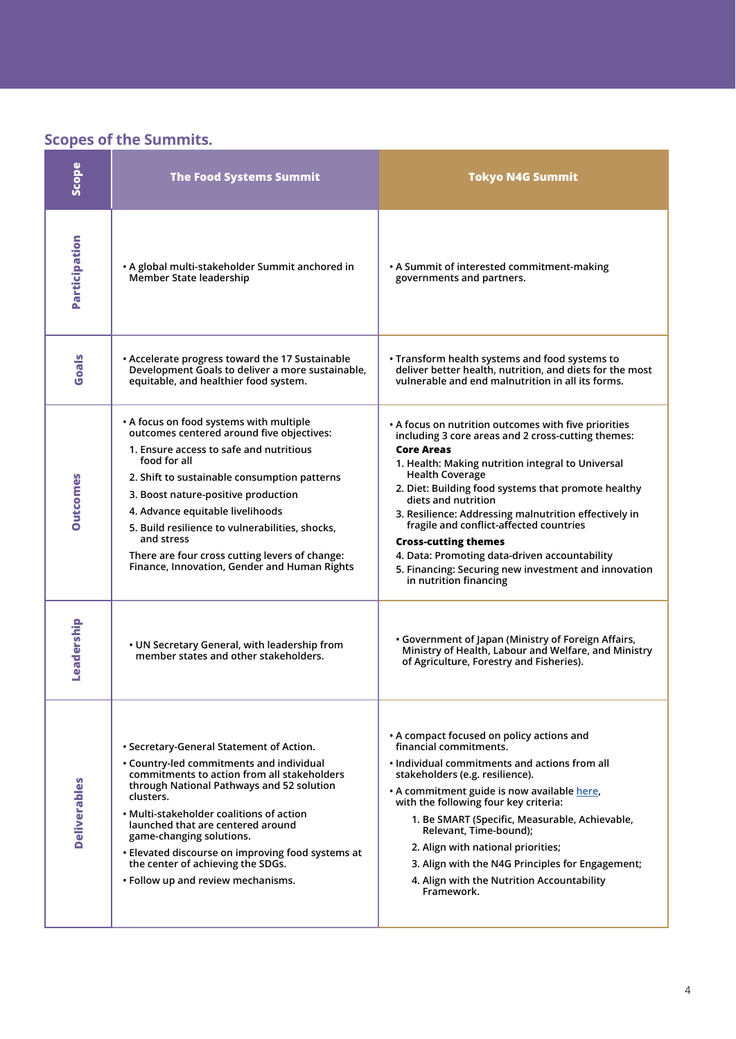## Scopes of the Summits.

| Scope | The Food Systems Summit | Tokyo N4G Summit |
|---|---|---|
| **Participation** | • A global multi-stakeholder Summit anchored in Member State leadership | • A Summit of interested commitment-making governments and partners. |
| **Goals** | • Accelerate progress toward the 17 Sustainable Development Goals to deliver a more sustainable, equitable, and healthier food system. | • Transform health systems and food systems to deliver better health, nutrition, and diets for the most vulnerable and end malnutrition in all its forms. |
| **Outcomes** | • A focus on food systems with multiple outcomes centered around five objectives:<br>1. Ensure access to safe and nutritious food for all<br>2. Shift to sustainable consumption patterns<br>3. Boost nature-positive production<br>4. Advance equitable livelihoods<br>5. Build resilience to vulnerabilities, shocks, and stress<br>There are four cross cutting levers of change: Finance, Innovation, Gender and Human Rights | • A focus on nutrition outcomes with five priorities including 3 core areas and 2 cross-cutting themes:<br>**Core Areas**<br>1. Health: Making nutrition integral to Universal Health Coverage<br>2. Diet: Building food systems that promote healthy diets and nutrition<br>3. Resilience: Addressing malnutrition effectively in fragile and conflict-affected countries<br>**Cross-cutting themes**<br>4. Data: Promoting data-driven accountability<br>5. Financing: Securing new investment and innovation in nutrition financing |
| **Leadership** | • UN Secretary General, with leadership from member states and other stakeholders. | • Government of Japan (Ministry of Foreign Affairs, Ministry of Health, Labour and Welfare, and Ministry of Agriculture, Forestry and Fisheries). |
| **Deliverables** | • Secretary-General Statement of Action.<br>• Country-led commitments and individual commitments to action from all stakeholders through National Pathways and 52 solution clusters.<br>• Multi-stakeholder coalitions of action launched that are centered around game-changing solutions.<br>• Elevated discourse on improving food systems at the center of achieving the SDGs.<br>• Follow up and review mechanisms. | • A compact focused on policy actions and financial commitments.<br>• Individual commitments and actions from all stakeholders (e.g. resilience).<br>• A commitment guide is now available here, with the following four key criteria:<br>1. Be SMART (Specific, Measurable, Achievable, Relevant, Time-bound);<br>2. Align with national priorities;<br>3. Align with the N4G Principles for Engagement;<br>4. Align with the Nutrition Accountability Framework. |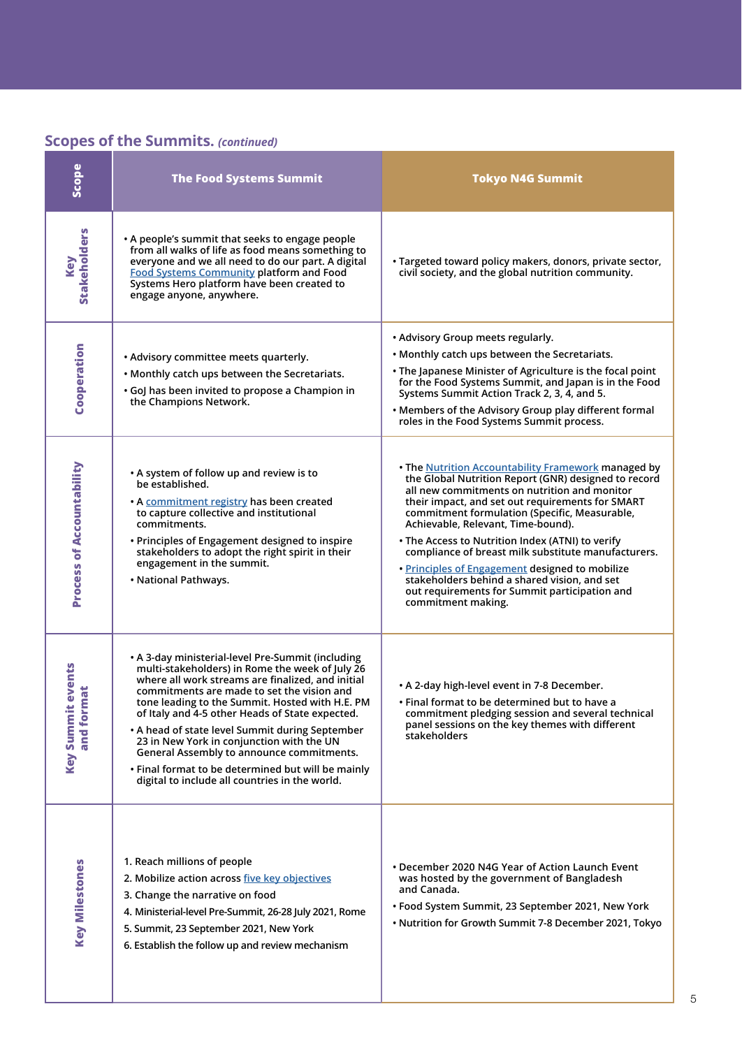## Scopes of the Summits. *(continued)*

| Scope | The Food Systems Summit | Tokyo N4G Summit |
|---|---|---|
| **Key Stakeholders** | • A people's summit that seeks to engage people from all walks of life as food means something to everyone and we all need to do our part. A digital Food Systems Community platform and Food Systems Hero platform have been created to engage anyone, anywhere. | • Targeted toward policy makers, donors, private sector, civil society, and the global nutrition community. |
| **Cooperation** | • Advisory committee meets quarterly.<br>• Monthly catch ups between the Secretariats.<br>• GoJ has been invited to propose a Champion in the Champions Network. | • Advisory Group meets regularly.<br>• Monthly catch ups between the Secretariats.<br>• The Japanese Minister of Agriculture is the focal point for the Food Systems Summit, and Japan is in the Food Systems Summit Action Track 2, 3, 4, and 5.<br>• Members of the Advisory Group play different formal roles in the Food Systems Summit process. |
| **Process of Accountability** | • A system of follow up and review is to be established.<br>• A commitment registry has been created to capture collective and institutional commitments.<br>• Principles of Engagement designed to inspire stakeholders to adopt the right spirit in their engagement in the summit.<br>• National Pathways. | • The Nutrition Accountability Framework managed by the Global Nutrition Report (GNR) designed to record all new commitments on nutrition and monitor their impact, and set out requirements for SMART commitment formulation (Specific, Measurable, Achievable, Relevant, Time-bound).<br>• The Access to Nutrition Index (ATNI) to verify compliance of breast milk substitute manufacturers.<br>• Principles of Engagement designed to mobilize stakeholders behind a shared vision, and set out requirements for Summit participation and commitment making. |
| **Key Summit events and format** | • A 3-day ministerial-level Pre-Summit (including multi-stakeholders) in Rome the week of July 26 where all work streams are finalized, and initial commitments are made to set the vision and tone leading to the Summit. Hosted with H.E. PM of Italy and 4-5 other Heads of State expected.<br>• A head of state level Summit during September 23 in New York in conjunction with the UN General Assembly to announce commitments.<br>• Final format to be determined but will be mainly digital to include all countries in the world. | • A 2-day high-level event in 7-8 December.<br>• Final format to be determined but to have a commitment pledging session and several technical panel sessions on the key themes with different stakeholders |
| **Key Milestones** | 1. Reach millions of people<br>2. Mobilize action across five key objectives<br>3. Change the narrative on food<br>4. Ministerial-level Pre-Summit, 26-28 July 2021, Rome<br>5. Summit, 23 September 2021, New York<br>6. Establish the follow up and review mechanism | • December 2020 N4G Year of Action Launch Event was hosted by the government of Bangladesh and Canada.<br>• Food System Summit, 23 September 2021, New York<br>• Nutrition for Growth Summit 7-8 December 2021, Tokyo |